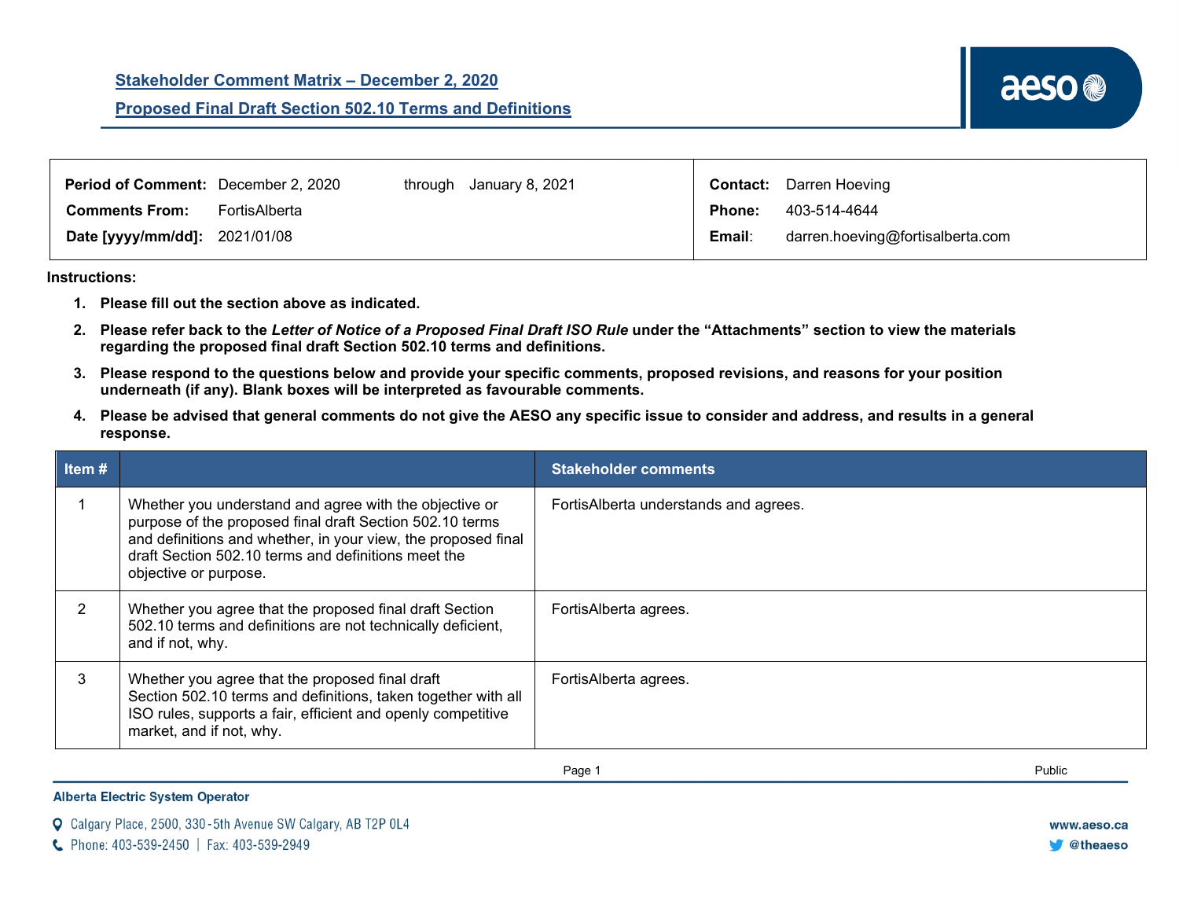# Stakeholder Comment Matrix – December 2, 2020

## Proposed Final Draft Section 502.10 Terms and Definitions

| | | | | |
|---|---|---|---|---|
| **Period of Comment:** | December 2, 2020 | through January 8, 2021 | **Contact:** | Darren Hoeving |
| **Comments From:** | FortisAlberta | | **Phone:** | 403-514-4644 |
| **Date [yyyy/mm/dd]:** | 2021/01/08 | | **Email:** | darren.hoeving@fortisalberta.com |

**Instructions:**

1. **Please fill out the section above as indicated.**
2. **Please refer back to the *Letter of Notice of a Proposed Final Draft ISO Rule* under the "Attachments" section to view the materials regarding the proposed final draft Section 502.10 terms and definitions.**
3. **Please respond to the questions below and provide your specific comments, proposed revisions, and reasons for your position underneath (if any). Blank boxes will be interpreted as favourable comments.**
4. **Please be advised that general comments do not give the AESO any specific issue to consider and address, and results in a general response.**

| Item # | | Stakeholder comments |
|---|---|---|
| 1 | Whether you understand and agree with the objective or purpose of the proposed final draft Section 502.10 terms and definitions and whether, in your view, the proposed final draft Section 502.10 terms and definitions meet the objective or purpose. | FortisAlberta understands and agrees. |
| 2 | Whether you agree that the proposed final draft Section 502.10 terms and definitions are not technically deficient, and if not, why. | FortisAlberta agrees. |
| 3 | Whether you agree that the proposed final draft Section 502.10 terms and definitions, taken together with all ISO rules, supports a fair, efficient and openly competitive market, and if not, why. | FortisAlberta agrees. |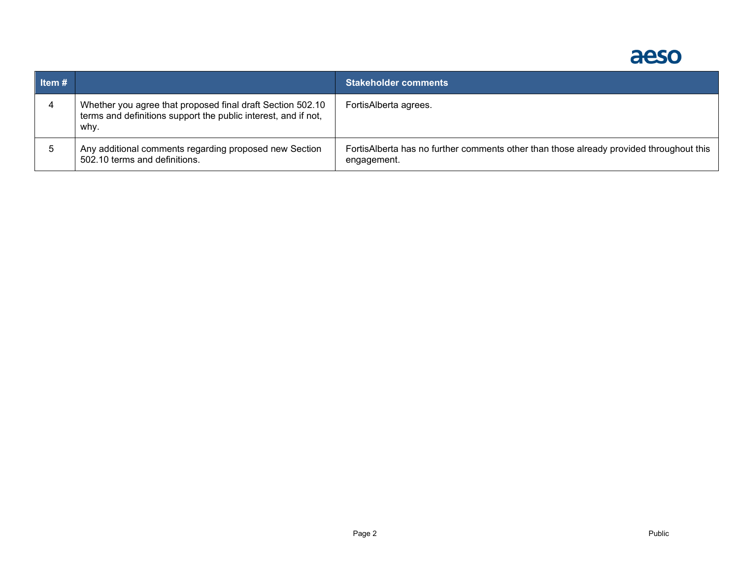| Item # | | Stakeholder comments |
|---|---|---|
| 4 | Whether you agree that proposed final draft Section 502.10 terms and definitions support the public interest, and if not, why. | FortisAlberta agrees. |
| 5 | Any additional comments regarding proposed new Section 502.10 terms and definitions. | FortisAlberta has no further comments other than those already provided throughout this engagement. |